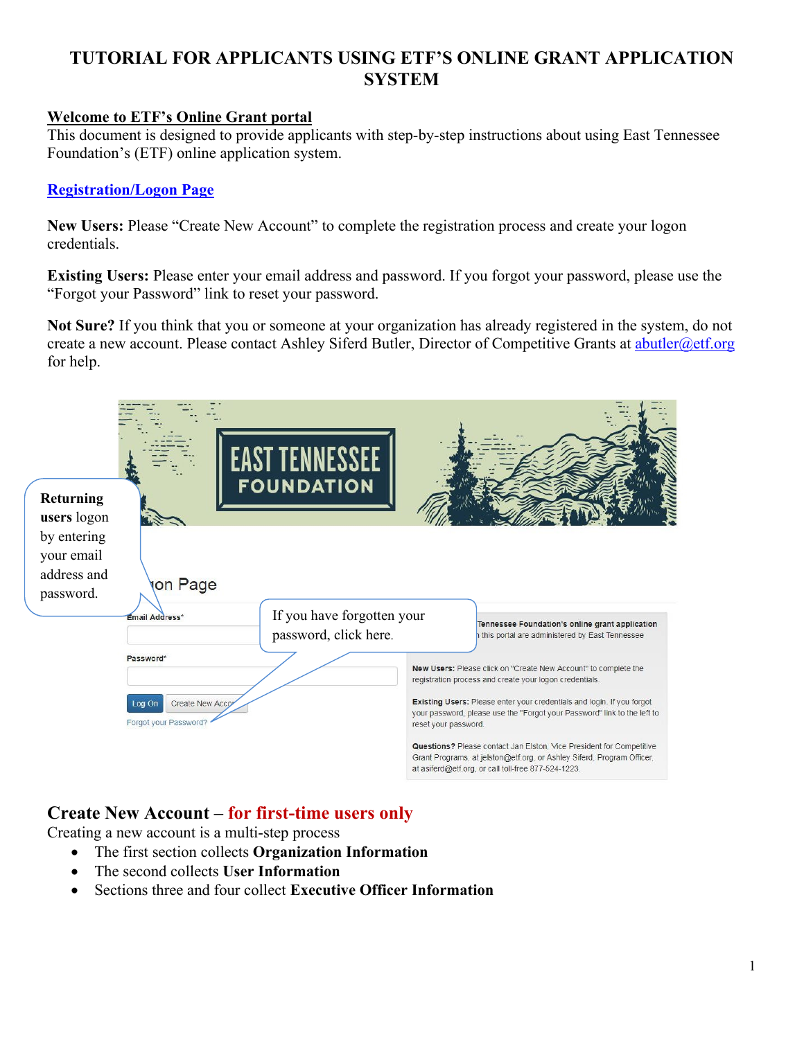# TUTORIAL FOR APPLICANTS USING ETF'S ONLINE GRANT APPLICATION SYSTEM

## Welcome to ETF's Online Grant portal

This document is designed to provide applicants with step-by-step instructions about using East Tennessee Foundation's (ETF) online application system.

## Registration/Logon Page

**New Users:** Please "Create New Account" to complete the registration process and create your logon credentials.

**Existing Users:** Please enter your email address and password. If you forgot your password, please use the "Forgot your Password" link to reset your password.

**Not Sure?** If you think that you or someone at your organization has already registered in the system, do not create a new account. Please contact Ashley Siferd Butler, Director of Competitive Grants at abutler@etf.org for help.

**Returning users** logon by entering your email address and password.

If you have forgotten your password, click here.

## Create New Account – for first-time users only

Creating a new account is a multi-step process

- The first section collects **Organization Information**
- The second collects **User Information**
- Sections three and four collect **Executive Officer Information**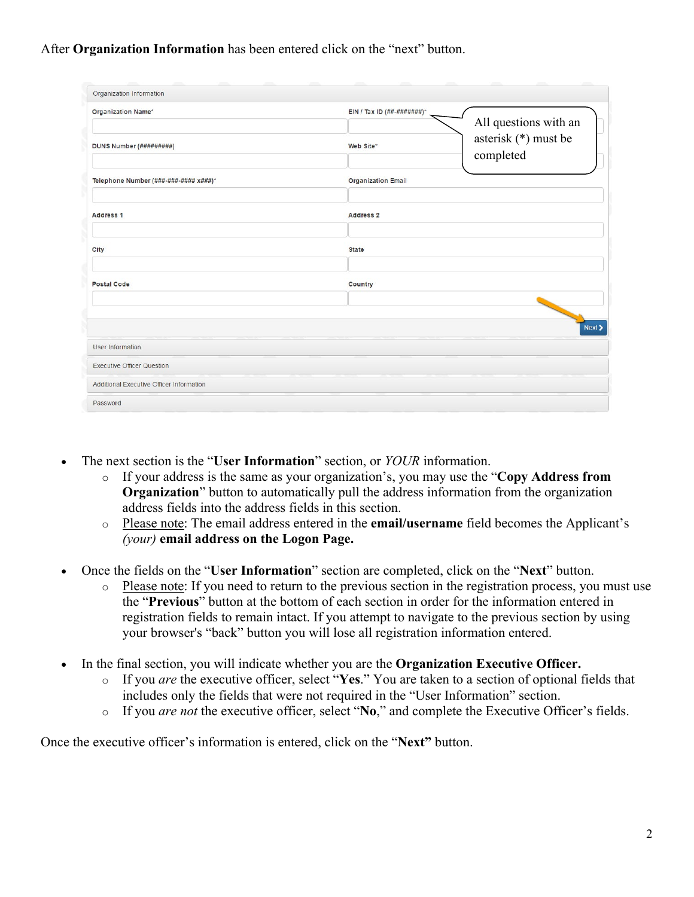After **Organization Information** has been entered click on the "next" button.

Organization Information

| Organization Name* | EIN / Tax ID (##-#######)* |
|---|---|
| DUNS Number (#########) | Web Site* |
| Telephone Number (###-###-#### x###)* | Organization Email |
| Address 1 | Address 2 |
| City | State |
| Postal Code | Country |

All questions with an asterisk (*) must be completed

Next >

User Information

Executive Officer Question

Additional Executive Officer Information

Password

- The next section is the "**User Information**" section, or *YOUR* information.
  - If your address is the same as your organization's, you may use the "**Copy Address from Organization**" button to automatically pull the address information from the organization address fields into the address fields in this section.
  - Please note: The email address entered in the **email/username** field becomes the Applicant's *(your)* **email address on the Logon Page.**
- Once the fields on the "**User Information**" section are completed, click on the "**Next**" button.
  - Please note: If you need to return to the previous section in the registration process, you must use the "**Previous**" button at the bottom of each section in order for the information entered in registration fields to remain intact. If you attempt to navigate to the previous section by using your browser's "back" button you will lose all registration information entered.
- In the final section, you will indicate whether you are the **Organization Executive Officer.**
  - If you *are* the executive officer, select "**Yes**." You are taken to a section of optional fields that includes only the fields that were not required in the "User Information" section.
  - If you *are not* the executive officer, select "**No**," and complete the Executive Officer's fields.

Once the executive officer's information is entered, click on the "**Next"** button.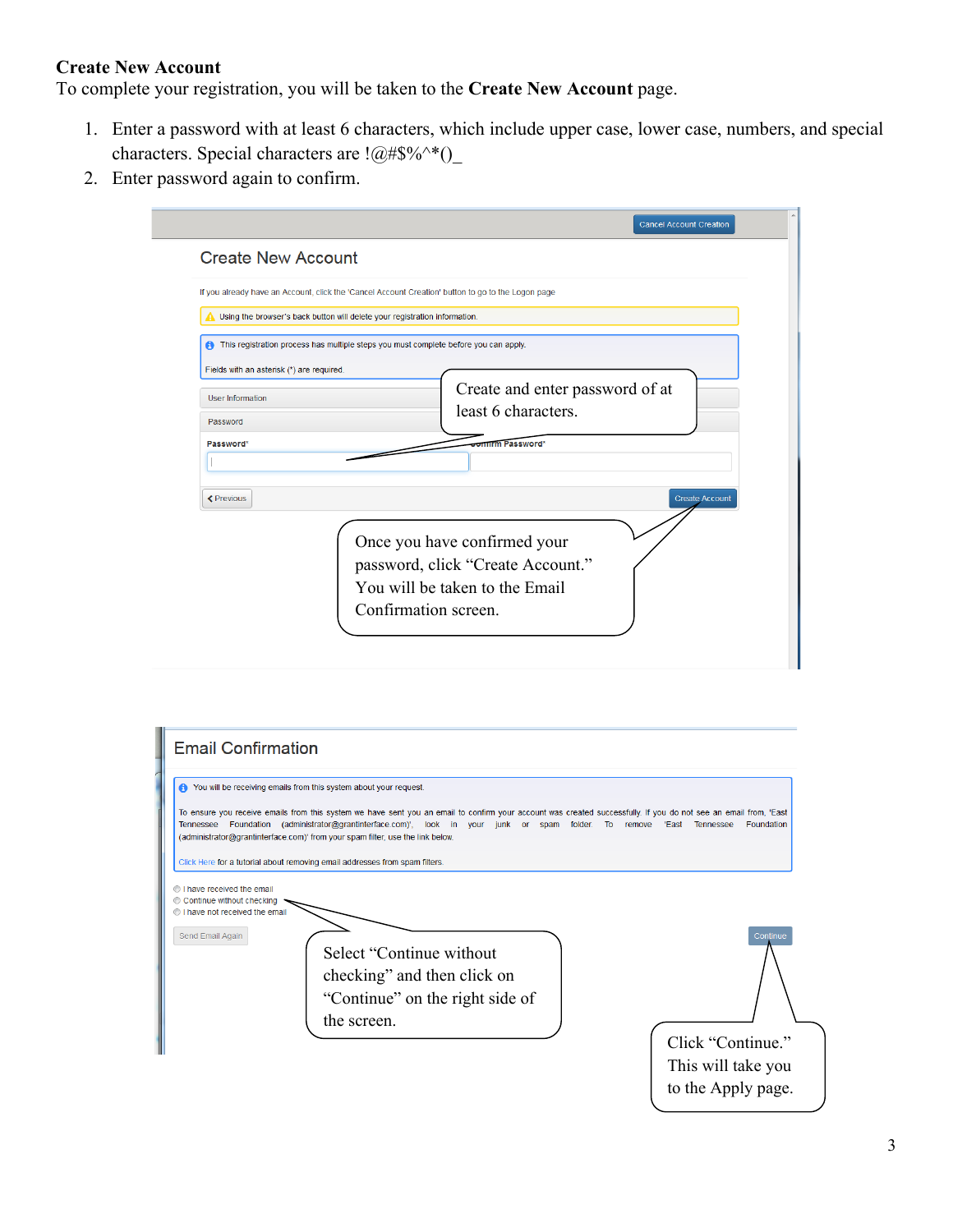**Create New Account**

To complete your registration, you will be taken to the **Create New Account** page.

1. Enter a password with at least 6 characters, which include upper case, lower case, numbers, and special characters. Special characters are !@#$%^*()_
2. Enter password again to confirm.

Create New Account

If you already have an Account, click the 'Cancel Account Creation' button to go to the Logon page

Using the browser's back button will delete your registration information.

This registration process has multiple steps you must complete before you can apply.

Fields with an asterisk (*) are required.

User Information

Password

Password*

Confirm Password*

Previous

Create Account

Cancel Account Creation

Create and enter password of at least 6 characters.

Once you have confirmed your password, click "Create Account." You will be taken to the Email Confirmation screen.

Email Confirmation

You will be receiving emails from this system about your request.

To ensure you receive emails from this system we have sent you an email to confirm your account was created successfully. If you do not see an email from, 'East Tennessee Foundation (administrator@grantinterface.com)', look in your junk or spam folder. To remove 'East Tennessee Foundation (administrator@grantinterface.com)' from your spam filter, use the link below.

Click Here for a tutorial about removing email addresses from spam filters.

- I have received the email
- Continue without checking
- I have not received the email

Send Email Again

Continue

Select "Continue without checking" and then click on "Continue" on the right side of the screen.

Click "Continue." This will take you to the Apply page.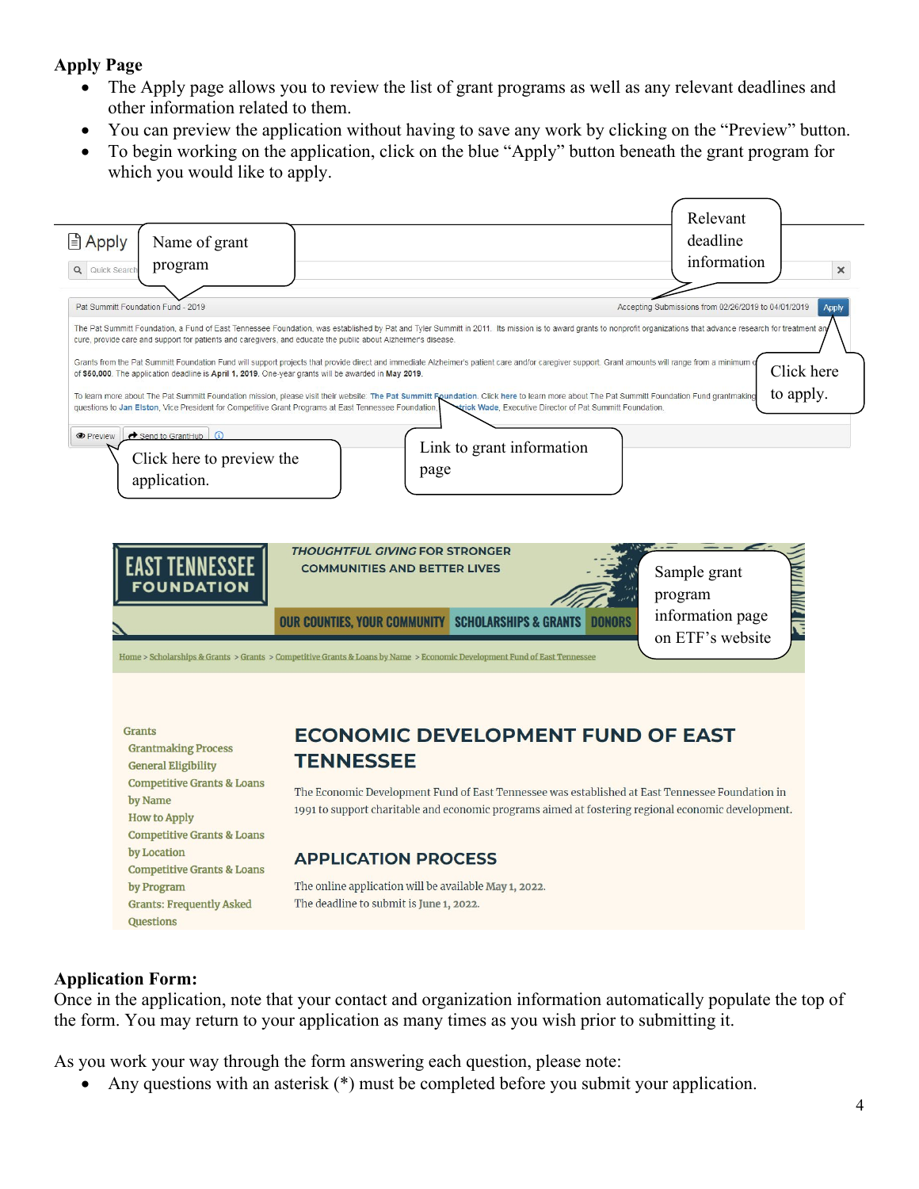**Apply Page**

- The Apply page allows you to review the list of grant programs as well as any relevant deadlines and other information related to them.
- You can preview the application without having to save any work by clicking on the "Preview" button.
- To begin working on the application, click on the blue "Apply" button beneath the grant program for which you would like to apply.

Apply

Name of grant program

Relevant deadline information

Pat Summit Foundation Fund - 2019

Accepting Submissions from 02/26/2019 to 04/01/2019 Apply

The Pat Summitt Foundation, a Fund of East Tennessee Foundation, was established by Pat and Tyler Summitt in 2011. Its mission is to award grants to nonprofit organizations that advance research for treatment and cure, provide care and support for patients and caregivers, and educate the public about Alzheimer's disease.

Grants from the Pat Summitt Foundation Fund will support projects that provide direct and immediate Alzheimer's patient care and/or caregiver support. Grant amounts will range from a minimum of ... of $60,000. The application deadline is April 1, 2019. One-year grants will be awarded in May 2019.

To learn more about The Pat Summitt Foundation mission, please visit their website: The Pat Summitt Foundation. Click here to learn more about The Pat Summitt Foundation Fund grantmaking ... questions to Jan Elston, Vice President for Competitive Grant Programs at East Tennessee Foundation, ...trick Wade, Executive Director of Pat Summitt Foundation.

Preview | Send to GrantHub

Click here to apply.

Click here to preview the application.

Link to grant information page

EAST TENNESSEE FOUNDATION

*THOUGHTFUL GIVING* FOR STRONGER COMMUNITIES AND BETTER LIVES

OUR COUNTIES, YOUR COMMUNITY | SCHOLARSHIPS & GRANTS | DONORS

Sample grant program information page on ETF's website

Home > Scholarships & Grants > Grants > Competitive Grants & Loans by Name > Economic Development Fund of East Tennessee

Grants
- Grantmaking Process
- General Eligibility
- Competitive Grants & Loans by Name
- How to Apply
- Competitive Grants & Loans by Location
- Competitive Grants & Loans by Program
- Grants: Frequently Asked Questions

ECONOMIC DEVELOPMENT FUND OF EAST TENNESSEE

The Economic Development Fund of East Tennessee was established at East Tennessee Foundation in 1991 to support charitable and economic programs aimed at fostering regional economic development.

APPLICATION PROCESS

The online application will be available May 1, 2022.
The deadline to submit is June 1, 2022.

**Application Form:**

Once in the application, note that your contact and organization information automatically populate the top of the form. You may return to your application as many times as you wish prior to submitting it.

As you work your way through the form answering each question, please note:

- Any questions with an asterisk (*) must be completed before you submit your application.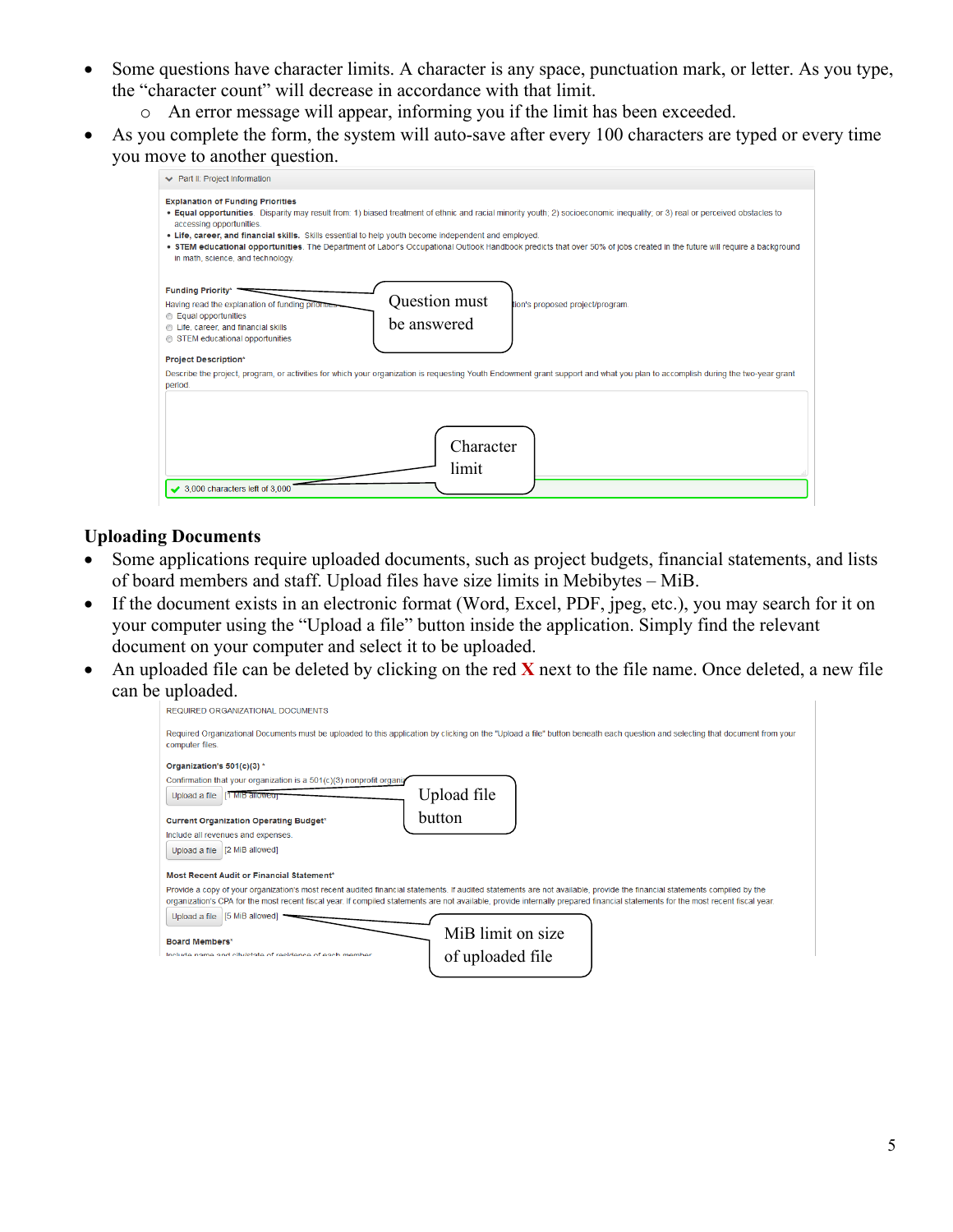- Some questions have character limits. A character is any space, punctuation mark, or letter. As you type, the "character count" will decrease in accordance with that limit.
    - An error message will appear, informing you if the limit has been exceeded.
- As you complete the form, the system will auto-save after every 100 characters are typed or every time you move to another question.

Part II: Project Information

**Explanation of Funding Priorities**

- **Equal opportunities.** Disparity may result from: 1) biased treatment of ethnic and racial minority youth, 2) socioeconomic inequality, or 3) real or perceived obstacles to accessing opportunities.
- **Life, career, and financial skills.** Skills essential to help youth become independent and employed.
- **STEM educational opportunities.** The Department of Labor's Occupational Outlook Handbook predicts that over 50% of jobs created in the future will require a background in math, science, and technology.

**Funding Priority***

Having read the explanation of funding priorities ... tion's proposed project/program.

- Equal opportunities
- Life, career, and financial skills
- STEM educational opportunities

Question must be answered

**Project Description***

Describe the project, program, or activities for which your organization is requesting Youth Endowment grant support and what you plan to accomplish during the two-year grant period.

Character limit

3,000 characters left of 3,000

## Uploading Documents

- Some applications require uploaded documents, such as project budgets, financial statements, and lists of board members and staff. Upload files have size limits in Mebibytes – MiB.
- If the document exists in an electronic format (Word, Excel, PDF, jpeg, etc.), you may search for it on your computer using the "Upload a file" button inside the application. Simply find the relevant document on your computer and select it to be uploaded.
- An uploaded file can be deleted by clicking on the red **X** next to the file name. Once deleted, a new file can be uploaded.

REQUIRED ORGANIZATIONAL DOCUMENTS

Required Organizational Documents must be uploaded to this application by clicking on the "Upload a file" button beneath each question and selecting that document from your computer files.

**Organization's 501(c)(3) ***

Confirmation that your organization is a 501(c)(3) nonprofit organi...

Upload a file [1 MiB allowed]

Upload file button

**Current Organization Operating Budget***

Include all revenues and expenses.

Upload a file [2 MiB allowed]

**Most Recent Audit or Financial Statement***

Provide a copy of your organization's most recent audited financial statements. If audited statements are not available, provide the financial statements compiled by the organization's CPA for the most recent fiscal year. If compiled statements are not available, provide internally prepared financial statements for the most recent fiscal year.

Upload a file [5 MiB allowed]

MiB limit on size of uploaded file

**Board Members***

Include name and city/state of residence of each member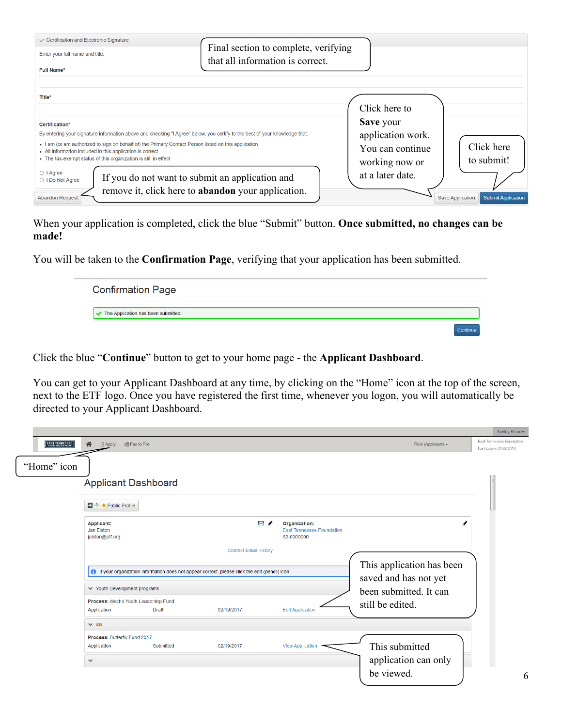Certification and Electronic Signature

Enter your full name and title.

Full Name*

Title*

Certification*

By entering your signature information above and checking "I Agree" below, you certify to the best of your knowledge that:

- I am (or am authorized to sign on behalf of) the Primary Contact Person listed on this application
- All information included in this application is correct
- The tax-exempt status of this organization is still in effect

○ I Agree
○ I Do Not Agree

Abandon Request | Save Application | Submit Application

Final section to complete, verifying that all information is correct.

Click here to **Save** your application work. You can continue working now or at a later date.

Click here to submit!

If you do not want to submit an application and remove it, click here to **abandon** your application.

When your application is completed, click the blue "Submit" button. **Once submitted, no changes can be made!**

You will be taken to the **Confirmation Page**, verifying that your application has been submitted.

Confirmation Page

✓ The Application has been submitted.

Continue

Click the blue "**Continue**" button to get to your home page - the **Applicant Dashboard**.

You can get to your Applicant Dashboard at any time, by clicking on the "Home" icon at the top of the screen, next to the ETF logo. Once you have registered the first time, whenever you logon, you will automatically be directed to your Applicant Dashboard.

"Home" icon

Applicant Dashboard

Public Profile

Applicant:
Jan Elston
jelston@etf.org

Organization:
East Tennessee Foundation
62-0000000

Contact Email History

If your organization information does not appear correct, please click the edit (pencil) icon.

Youth Development programs

Process: Wachs Youth Leadership Fund

| Application | Draft | 02/19/2017 | Edit Application |
|---|---|---|---|

xxx

Process: Butterfly Fund 2017

| Application | Submitted | 02/19/2017 | View Application |
|---|---|---|---|

This application has been saved and has not yet been submitted. It can still be edited.

This submitted application can only be viewed.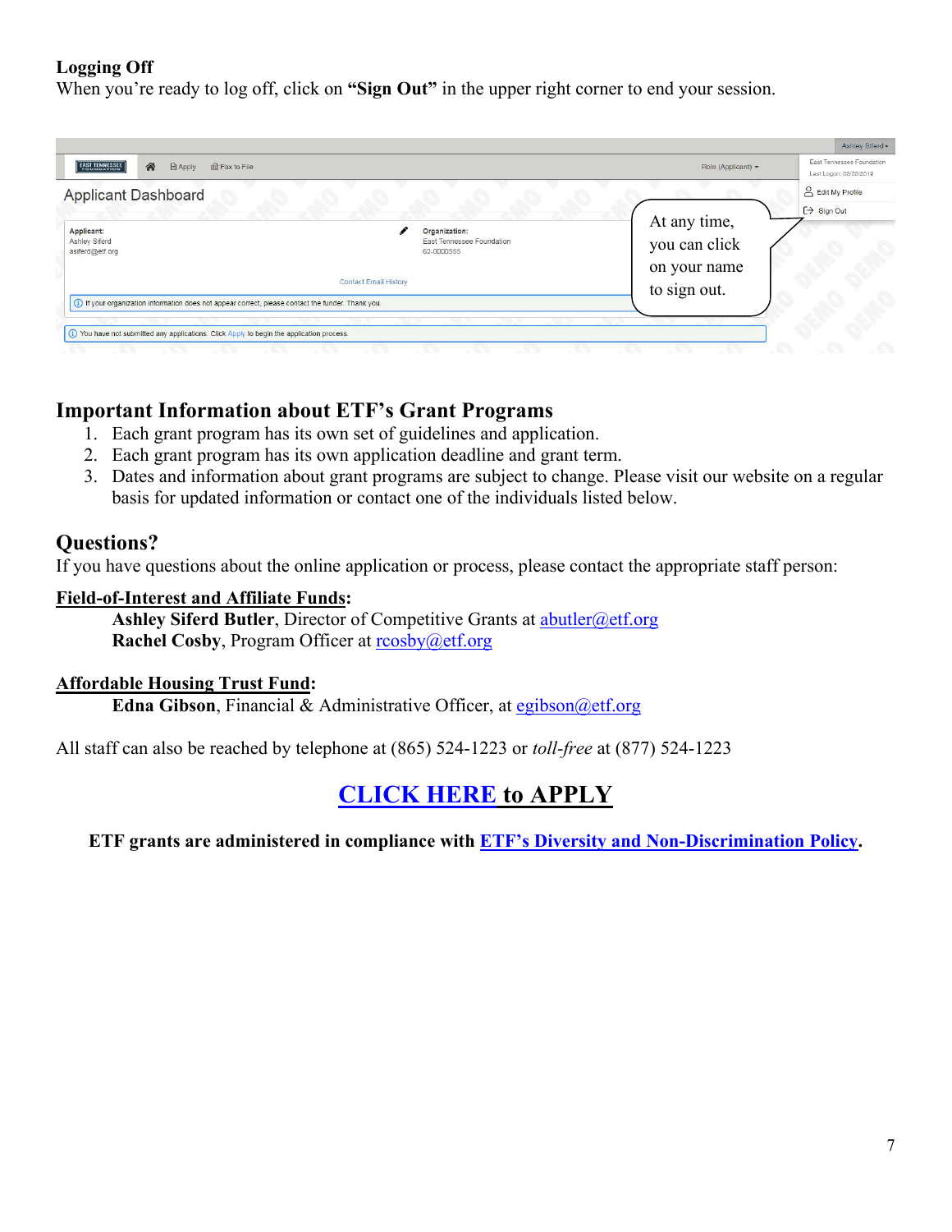**Logging Off**
When you're ready to log off, click on **"Sign Out"** in the upper right corner to end your session.

## Important Information about ETF's Grant Programs

1. Each grant program has its own set of guidelines and application.
2. Each grant program has its own application deadline and grant term.
3. Dates and information about grant programs are subject to change. Please visit our website on a regular basis for updated information or contact one of the individuals listed below.

## Questions?

If you have questions about the online application or process, please contact the appropriate staff person:

**Field-of-Interest and Affiliate Funds:**

> **Ashley Siferd Butler**, Director of Competitive Grants at abutler@etf.org
> **Rachel Cosby**, Program Officer at rcosby@etf.org

**Affordable Housing Trust Fund:**

> **Edna Gibson**, Financial & Administrative Officer, at egibson@etf.org

All staff can also be reached by telephone at (865) 524-1223 or *toll-free* at (877) 524-1223

## CLICK HERE to APPLY

**ETF grants are administered in compliance with ETF's Diversity and Non-Discrimination Policy.**